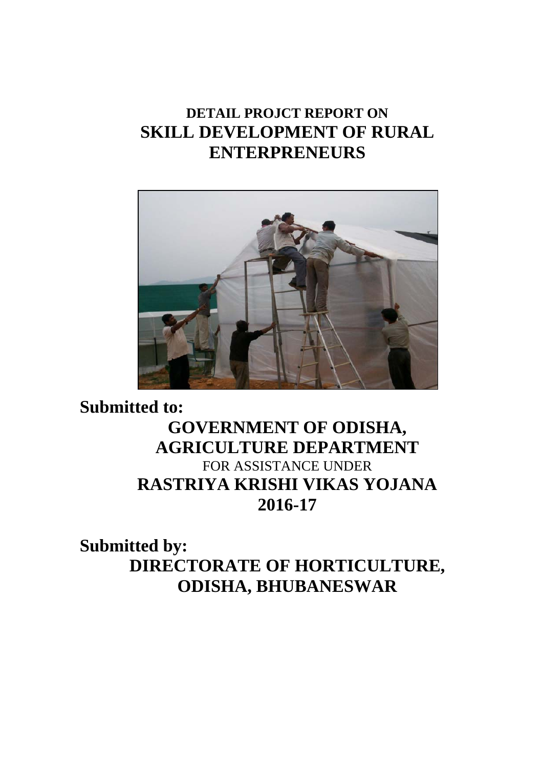# DETAIL PROJCT REPORT ON
# SKILL DEVELOPMENT OF RURAL ENTERPRENEURS

**Submitted to:**

**GOVERNMENT OF ODISHA, AGRICULTURE DEPARTMENT**

FOR ASSISTANCE UNDER

**RASTRIYA KRISHI VIKAS YOJANA 2016-17**

**Submitted by:**

**DIRECTORATE OF HORTICULTURE, ODISHA, BHUBANESWAR**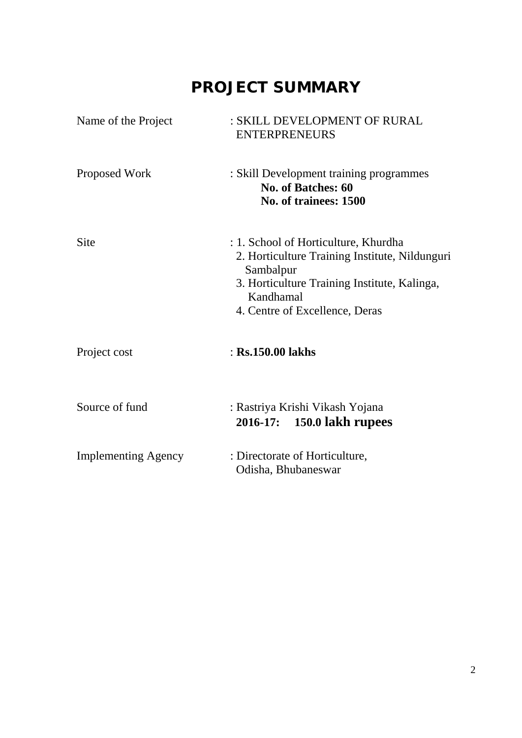# PROJECT SUMMARY

| | |
|---|---|
| Name of the Project | : SKILL DEVELOPMENT OF RURAL ENTERPRENEURS |
| Proposed Work | : Skill Development training programmes<br>**No. of Batches: 60**<br>**No. of trainees: 1500** |
| Site | : 1. School of Horticulture, Khurdha<br>2. Horticulture Training Institute, Nildunguri Sambalpur<br>3. Horticulture Training Institute, Kalinga, Kandhamal<br>4. Centre of Excellence, Deras |
| Project cost | : **Rs.150.00 lakhs** |
| Source of fund | : Rastriya Krishi Vikash Yojana<br>**2016-17: 150.0 lakh rupees** |
| Implementing Agency | : Directorate of Horticulture, Odisha, Bhubaneswar |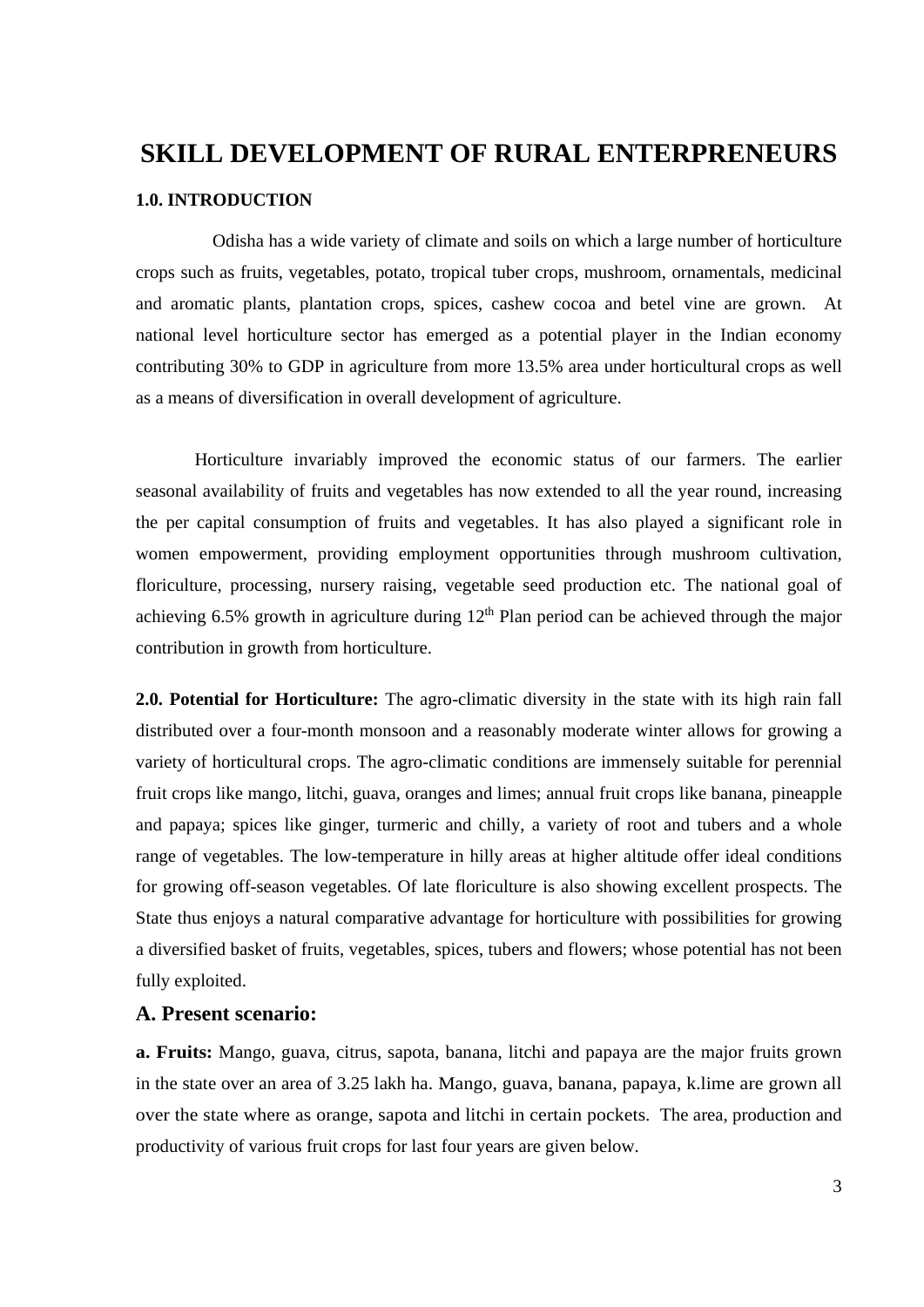# SKILL DEVELOPMENT OF RURAL ENTERPRENEURS

**1.0. INTRODUCTION**

Odisha has a wide variety of climate and soils on which a large number of horticulture crops such as fruits, vegetables, potato, tropical tuber crops, mushroom, ornamentals, medicinal and aromatic plants, plantation crops, spices, cashew cocoa and betel vine are grown. At national level horticulture sector has emerged as a potential player in the Indian economy contributing 30% to GDP in agriculture from more 13.5% area under horticultural crops as well as a means of diversification in overall development of agriculture.

Horticulture invariably improved the economic status of our farmers. The earlier seasonal availability of fruits and vegetables has now extended to all the year round, increasing the per capital consumption of fruits and vegetables. It has also played a significant role in women empowerment, providing employment opportunities through mushroom cultivation, floriculture, processing, nursery raising, vegetable seed production etc. The national goal of achieving 6.5% growth in agriculture during 12th Plan period can be achieved through the major contribution in growth from horticulture.

**2.0. Potential for Horticulture:** The agro-climatic diversity in the state with its high rain fall distributed over a four-month monsoon and a reasonably moderate winter allows for growing a variety of horticultural crops. The agro-climatic conditions are immensely suitable for perennial fruit crops like mango, litchi, guava, oranges and limes; annual fruit crops like banana, pineapple and papaya; spices like ginger, turmeric and chilly, a variety of root and tubers and a whole range of vegetables. The low-temperature in hilly areas at higher altitude offer ideal conditions for growing off-season vegetables. Of late floriculture is also showing excellent prospects. The State thus enjoys a natural comparative advantage for horticulture with possibilities for growing a diversified basket of fruits, vegetables, spices, tubers and flowers; whose potential has not been fully exploited.

## A. Present scenario:

**a. Fruits:** Mango, guava, citrus, sapota, banana, litchi and papaya are the major fruits grown in the state over an area of 3.25 lakh ha. Mango, guava, banana, papaya, k.lime are grown all over the state where as orange, sapota and litchi in certain pockets. The area, production and productivity of various fruit crops for last four years are given below.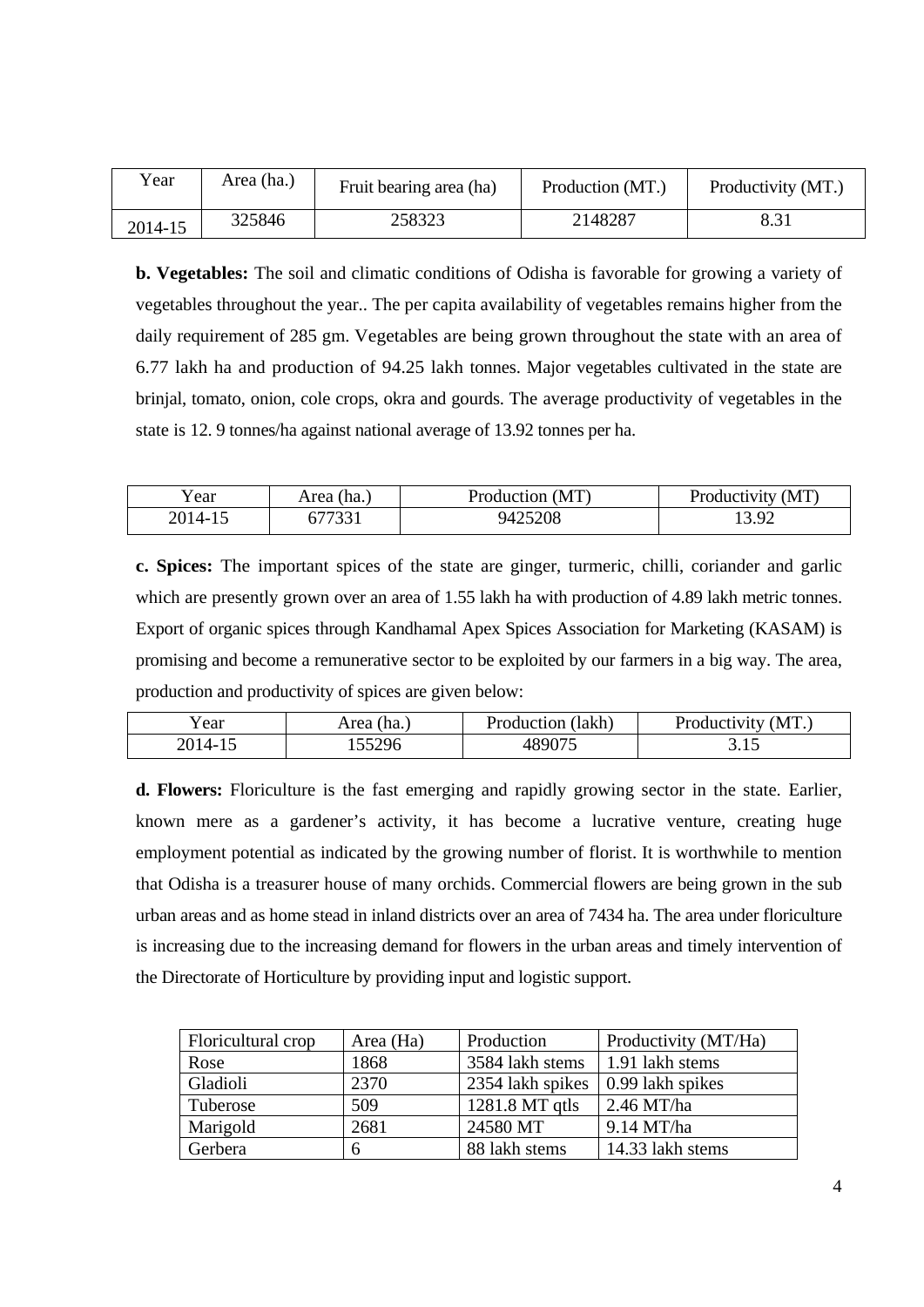| Year | Area (ha.) | Fruit bearing area (ha) | Production (MT.) | Productivity (MT.) |
|---|---|---|---|---|
| 2014-15 | 325846 | 258323 | 2148287 | 8.31 |

**b. Vegetables:** The soil and climatic conditions of Odisha is favorable for growing a variety of vegetables throughout the year.. The per capita availability of vegetables remains higher from the daily requirement of 285 gm. Vegetables are being grown throughout the state with an area of 6.77 lakh ha and production of 94.25 lakh tonnes. Major vegetables cultivated in the state are brinjal, tomato, onion, cole crops, okra and gourds. The average productivity of vegetables in the state is 12. 9 tonnes/ha against national average of 13.92 tonnes per ha.

| Year | Area (ha.) | Production (MT) | Productivity (MT) |
|---|---|---|---|
| 2014-15 | 677331 | 9425208 | 13.92 |

**c. Spices:** The important spices of the state are ginger, turmeric, chilli, coriander and garlic which are presently grown over an area of 1.55 lakh ha with production of 4.89 lakh metric tonnes. Export of organic spices through Kandhamal Apex Spices Association for Marketing (KASAM) is promising and become a remunerative sector to be exploited by our farmers in a big way. The area, production and productivity of spices are given below:

| Year | Area (ha.) | Production (lakh) | Productivity (MT.) |
|---|---|---|---|
| 2014-15 | 155296 | 489075 | 3.15 |

**d. Flowers:** Floriculture is the fast emerging and rapidly growing sector in the state. Earlier, known mere as a gardener's activity, it has become a lucrative venture, creating huge employment potential as indicated by the growing number of florist. It is worthwhile to mention that Odisha is a treasurer house of many orchids. Commercial flowers are being grown in the sub urban areas and as home stead in inland districts over an area of 7434 ha. The area under floriculture is increasing due to the increasing demand for flowers in the urban areas and timely intervention of the Directorate of Horticulture by providing input and logistic support.

| Floricultural crop | Area (Ha) | Production | Productivity (MT/Ha) |
|---|---|---|---|
| Rose | 1868 | 3584 lakh stems | 1.91 lakh stems |
| Gladioli | 2370 | 2354 lakh spikes | 0.99 lakh spikes |
| Tuberose | 509 | 1281.8 MT qtls | 2.46 MT/ha |
| Marigold | 2681 | 24580 MT | 9.14 MT/ha |
| Gerbera | 6 | 88 lakh stems | 14.33 lakh stems |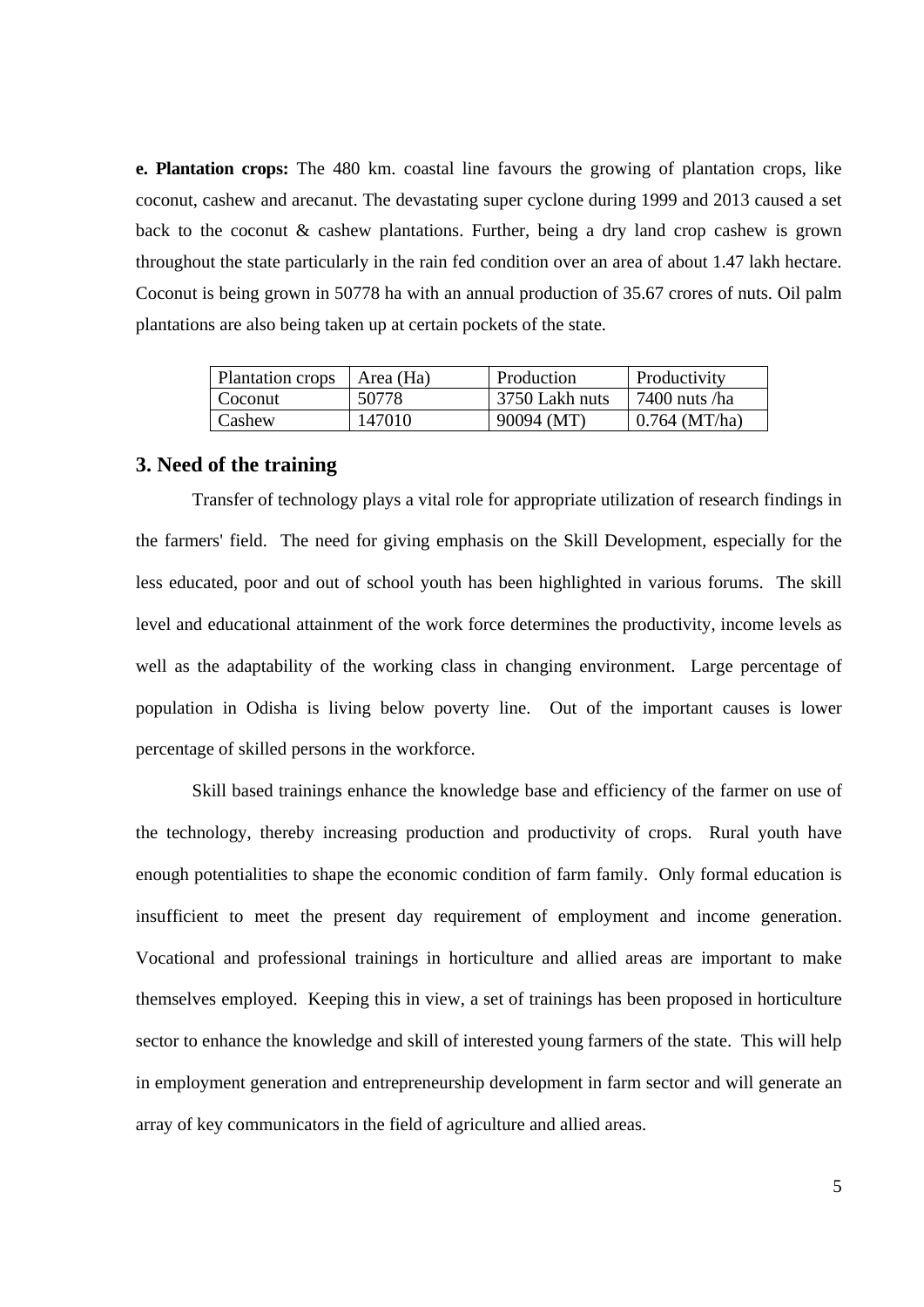**e. Plantation crops:** The 480 km. coastal line favours the growing of plantation crops, like coconut, cashew and arecanut. The devastating super cyclone during 1999 and 2013 caused a set back to the coconut & cashew plantations. Further, being a dry land crop cashew is grown throughout the state particularly in the rain fed condition over an area of about 1.47 lakh hectare. Coconut is being grown in 50778 ha with an annual production of 35.67 crores of nuts. Oil palm plantations are also being taken up at certain pockets of the state.

| Plantation crops | Area (Ha) | Production | Productivity |
|---|---|---|---|
| Coconut | 50778 | 3750 Lakh nuts | 7400 nuts /ha |
| Cashew | 147010 | 90094 (MT) | 0.764 (MT/ha) |

## 3. Need of the training

Transfer of technology plays a vital role for appropriate utilization of research findings in the farmers' field. The need for giving emphasis on the Skill Development, especially for the less educated, poor and out of school youth has been highlighted in various forums. The skill level and educational attainment of the work force determines the productivity, income levels as well as the adaptability of the working class in changing environment. Large percentage of population in Odisha is living below poverty line. Out of the important causes is lower percentage of skilled persons in the workforce.

Skill based trainings enhance the knowledge base and efficiency of the farmer on use of the technology, thereby increasing production and productivity of crops. Rural youth have enough potentialities to shape the economic condition of farm family. Only formal education is insufficient to meet the present day requirement of employment and income generation. Vocational and professional trainings in horticulture and allied areas are important to make themselves employed. Keeping this in view, a set of trainings has been proposed in horticulture sector to enhance the knowledge and skill of interested young farmers of the state. This will help in employment generation and entrepreneurship development in farm sector and will generate an array of key communicators in the field of agriculture and allied areas.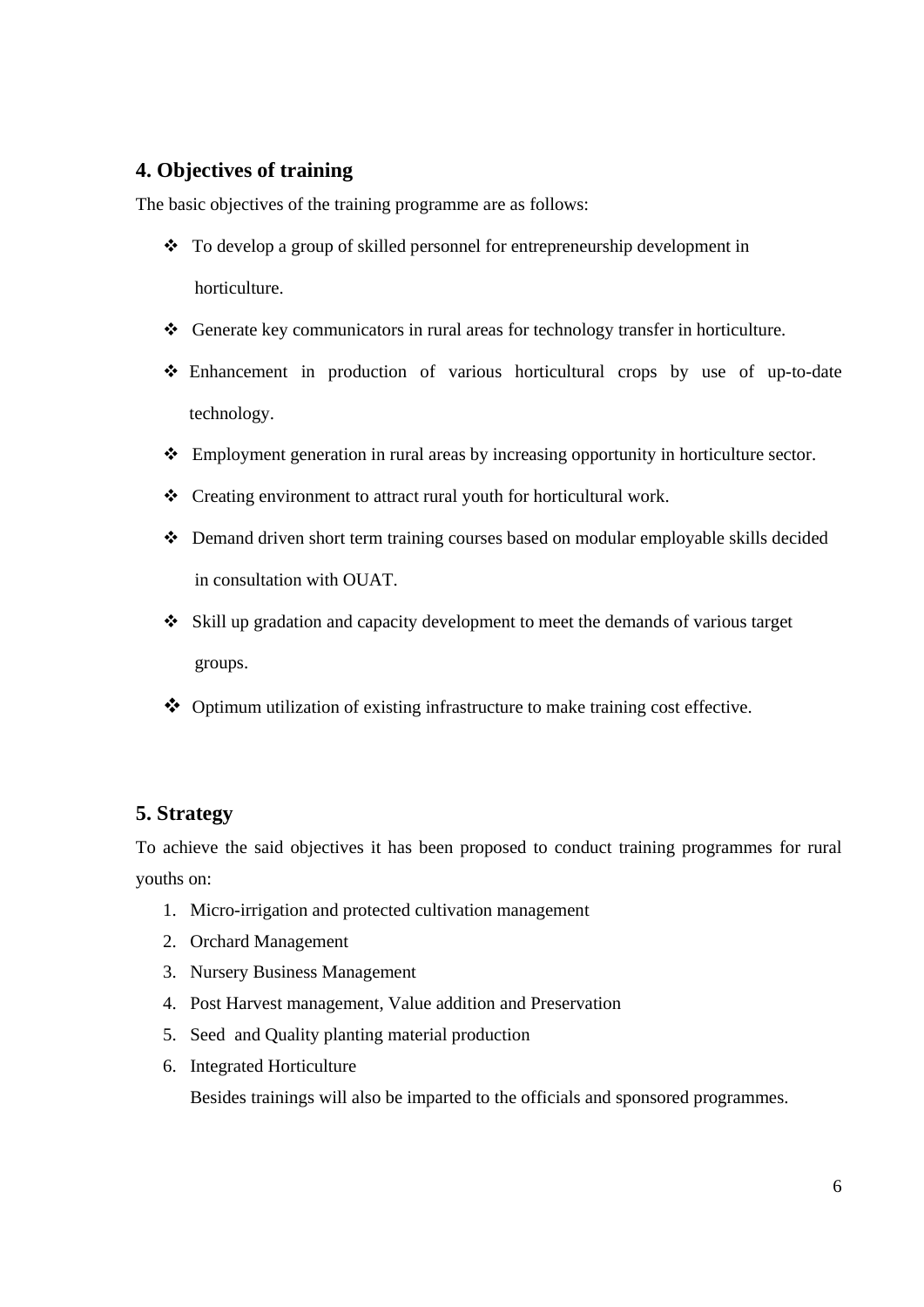## 4. Objectives of training

The basic objectives of the training programme are as follows:

- To develop a group of skilled personnel for entrepreneurship development in horticulture.
- Generate key communicators in rural areas for technology transfer in horticulture.
- Enhancement in production of various horticultural crops by use of up-to-date technology.
- Employment generation in rural areas by increasing opportunity in horticulture sector.
- Creating environment to attract rural youth for horticultural work.
- Demand driven short term training courses based on modular employable skills decided in consultation with OUAT.
- Skill up gradation and capacity development to meet the demands of various target groups.
- Optimum utilization of existing infrastructure to make training cost effective.

## 5. Strategy

To achieve the said objectives it has been proposed to conduct training programmes for rural youths on:

1. Micro-irrigation and protected cultivation management
2. Orchard Management
3. Nursery Business Management
4. Post Harvest management, Value addition and Preservation
5. Seed and Quality planting material production
6. Integrated Horticulture

Besides trainings will also be imparted to the officials and sponsored programmes.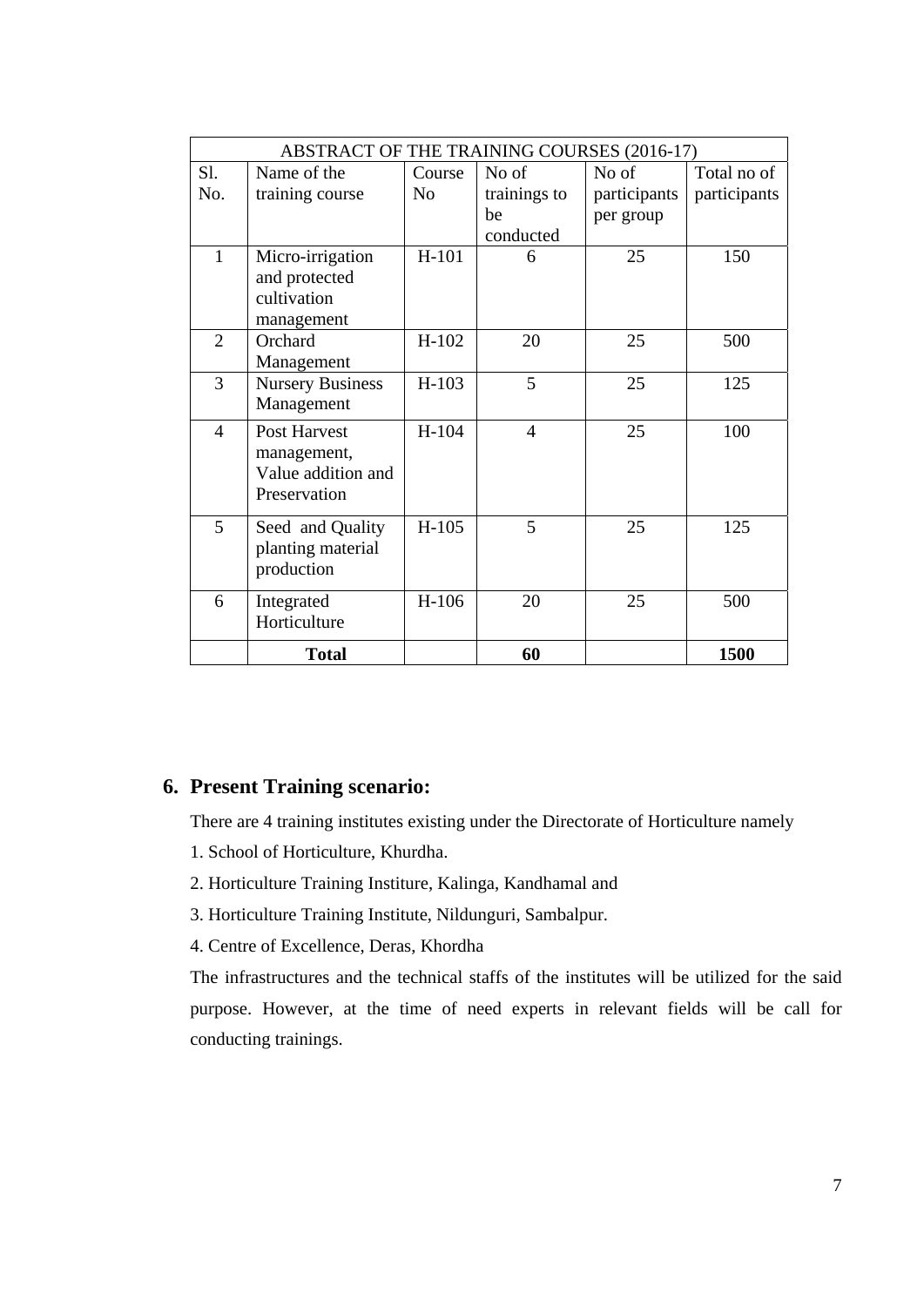| ABSTRACT OF THE TRAINING COURSES (2016-17) | | | | | |
|---|---|---|---|---|---|
| Sl. No. | Name of the training course | Course No | No of trainings to be conducted | No of participants per group | Total no of participants |
| 1 | Micro-irrigation and protected cultivation management | H-101 | 6 | 25 | 150 |
| 2 | Orchard Management | H-102 | 20 | 25 | 500 |
| 3 | Nursery Business Management | H-103 | 5 | 25 | 125 |
| 4 | Post Harvest management, Value addition and Preservation | H-104 | 4 | 25 | 100 |
| 5 | Seed and Quality planting material production | H-105 | 5 | 25 | 125 |
| 6 | Integrated Horticulture | H-106 | 20 | 25 | 500 |
| | **Total** | | **60** | | **1500** |

## 6. Present Training scenario:

There are 4 training institutes existing under the Directorate of Horticulture namely

1. School of Horticulture, Khurdha.
2. Horticulture Training Institure, Kalinga, Kandhamal and
3. Horticulture Training Institute, Nildunguri, Sambalpur.
4. Centre of Excellence, Deras, Khordha

The infrastructures and the technical staffs of the institutes will be utilized for the said purpose. However, at the time of need experts in relevant fields will be call for conducting trainings.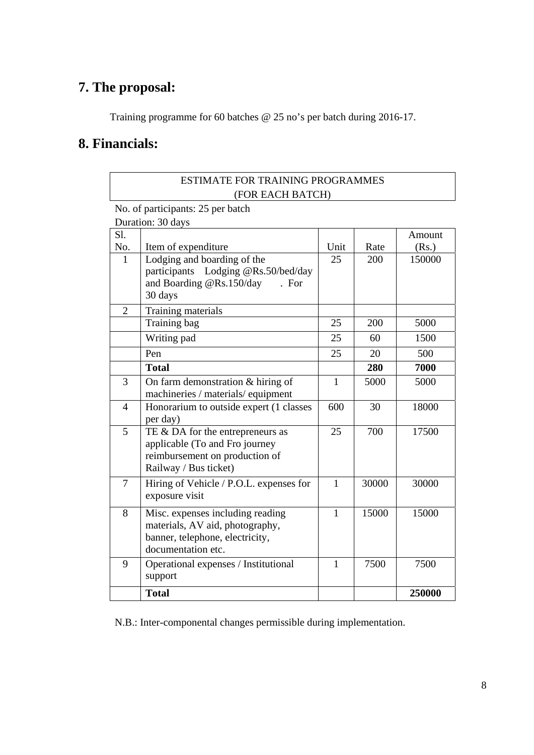## 7. The proposal:

Training programme for 60 batches @ 25 no's per batch during 2016-17.

## 8. Financials:

ESTIMATE FOR TRAINING PROGRAMMES
(FOR EACH BATCH)

No. of participants: 25 per batch

Duration: 30 days

| Sl. No. | Item of expenditure | Unit | Rate | Amount (Rs.) |
|---|---|---|---|---|
| 1 | Lodging and boarding of the participants Lodging @Rs.50/bed/day and Boarding @Rs.150/day . For 30 days | 25 | 200 | 150000 |
| 2 | Training materials | | | |
| | Training bag | 25 | 200 | 5000 |
| | Writing pad | 25 | 60 | 1500 |
| | Pen | 25 | 20 | 500 |
| | **Total** | | **280** | **7000** |
| 3 | On farm demonstration & hiring of machineries / materials/ equipment | 1 | 5000 | 5000 |
| 4 | Honorarium to outside expert (1 classes per day) | 600 | 30 | 18000 |
| 5 | TE & DA for the entrepreneurs as applicable (To and Fro journey reimbursement on production of Railway / Bus ticket) | 25 | 700 | 17500 |
| 7 | Hiring of Vehicle / P.O.L. expenses for exposure visit | 1 | 30000 | 30000 |
| 8 | Misc. expenses including reading materials, AV aid, photography, banner, telephone, electricity, documentation etc. | 1 | 15000 | 15000 |
| 9 | Operational expenses / Institutional support | 1 | 7500 | 7500 |
| | **Total** | | | **250000** |

N.B.: Inter-componental changes permissible during implementation.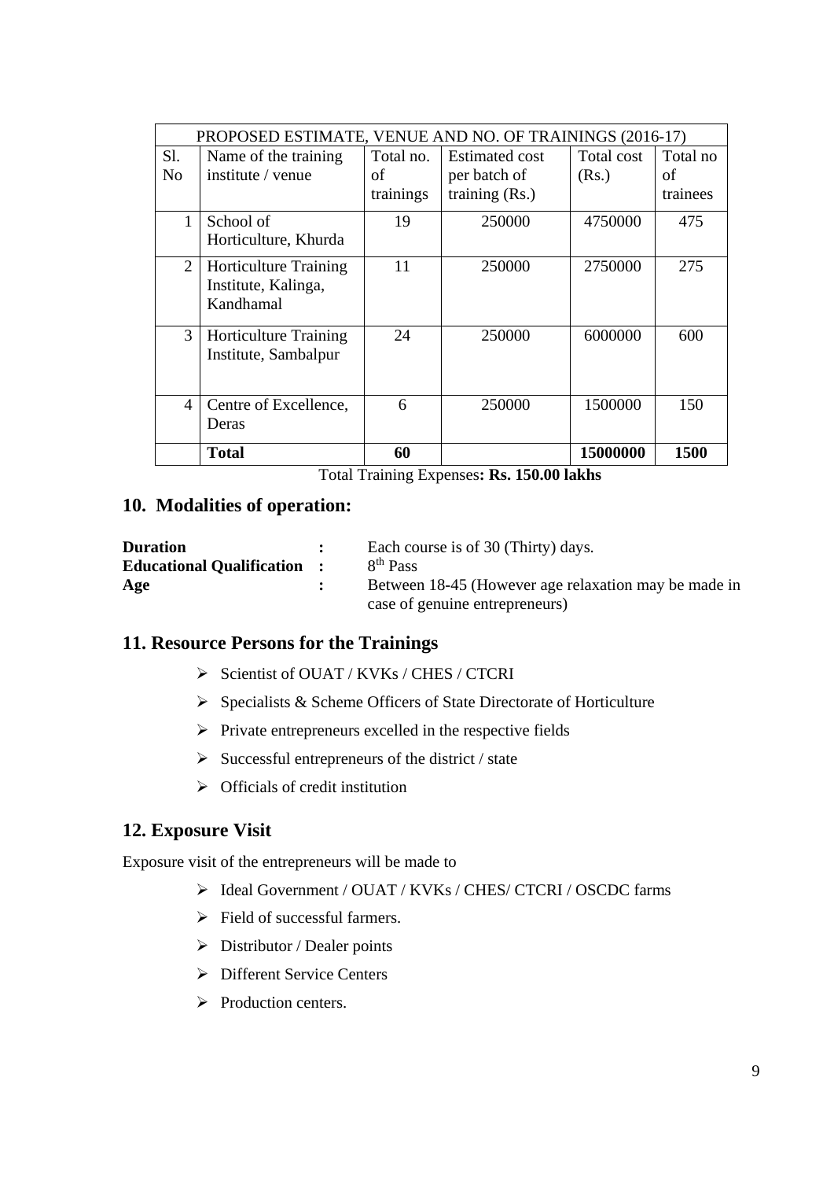| PROPOSED ESTIMATE, VENUE AND NO. OF TRAININGS (2016-17) | | | | | |
|---|---|---|---|---|---|
| Sl. No | Name of the training institute / venue | Total no. of trainings | Estimated cost per batch of training (Rs.) | Total cost (Rs.) | Total no of trainees |
| 1 | School of Horticulture, Khurda | 19 | 250000 | 4750000 | 475 |
| 2 | Horticulture Training Institute, Kalinga, Kandhamal | 11 | 250000 | 2750000 | 275 |
| 3 | Horticulture Training Institute, Sambalpur | 24 | 250000 | 6000000 | 600 |
| 4 | Centre of Excellence, Deras | 6 | 250000 | 1500000 | 150 |
| | **Total** | **60** | | **15000000** | **1500** |

Total Training Expenses**: Rs. 150.00 lakhs**

## 10. Modalities of operation:

**Duration** : Each course is of 30 (Thirty) days.

**Educational Qualification** : 8th Pass

**Age** : Between 18-45 (However age relaxation may be made in case of genuine entrepreneurs)

## 11. Resource Persons for the Trainings

- Scientist of OUAT / KVKs / CHES / CTCRI
- Specialists & Scheme Officers of State Directorate of Horticulture
- Private entrepreneurs excelled in the respective fields
- Successful entrepreneurs of the district / state
- Officials of credit institution

## 12. Exposure Visit

Exposure visit of the entrepreneurs will be made to

- Ideal Government / OUAT / KVKs / CHES/ CTCRI / OSCDC farms
- Field of successful farmers.
- Distributor / Dealer points
- Different Service Centers
- Production centers.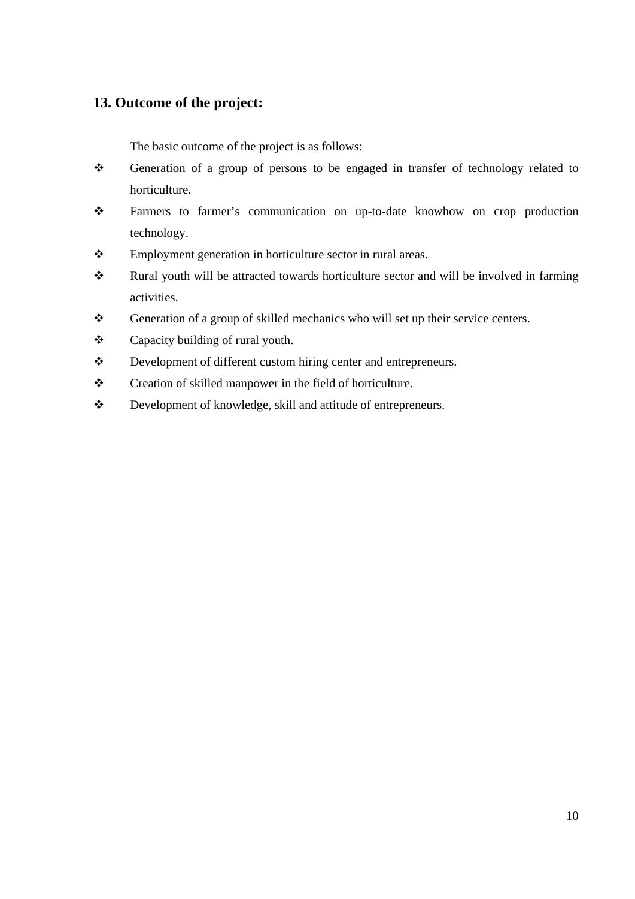## 13. Outcome of the project:

The basic outcome of the project is as follows:

- Generation of a group of persons to be engaged in transfer of technology related to horticulture.
- Farmers to farmer's communication on up-to-date knowhow on crop production technology.
- Employment generation in horticulture sector in rural areas.
- Rural youth will be attracted towards horticulture sector and will be involved in farming activities.
- Generation of a group of skilled mechanics who will set up their service centers.
- Capacity building of rural youth.
- Development of different custom hiring center and entrepreneurs.
- Creation of skilled manpower in the field of horticulture.
- Development of knowledge, skill and attitude of entrepreneurs.